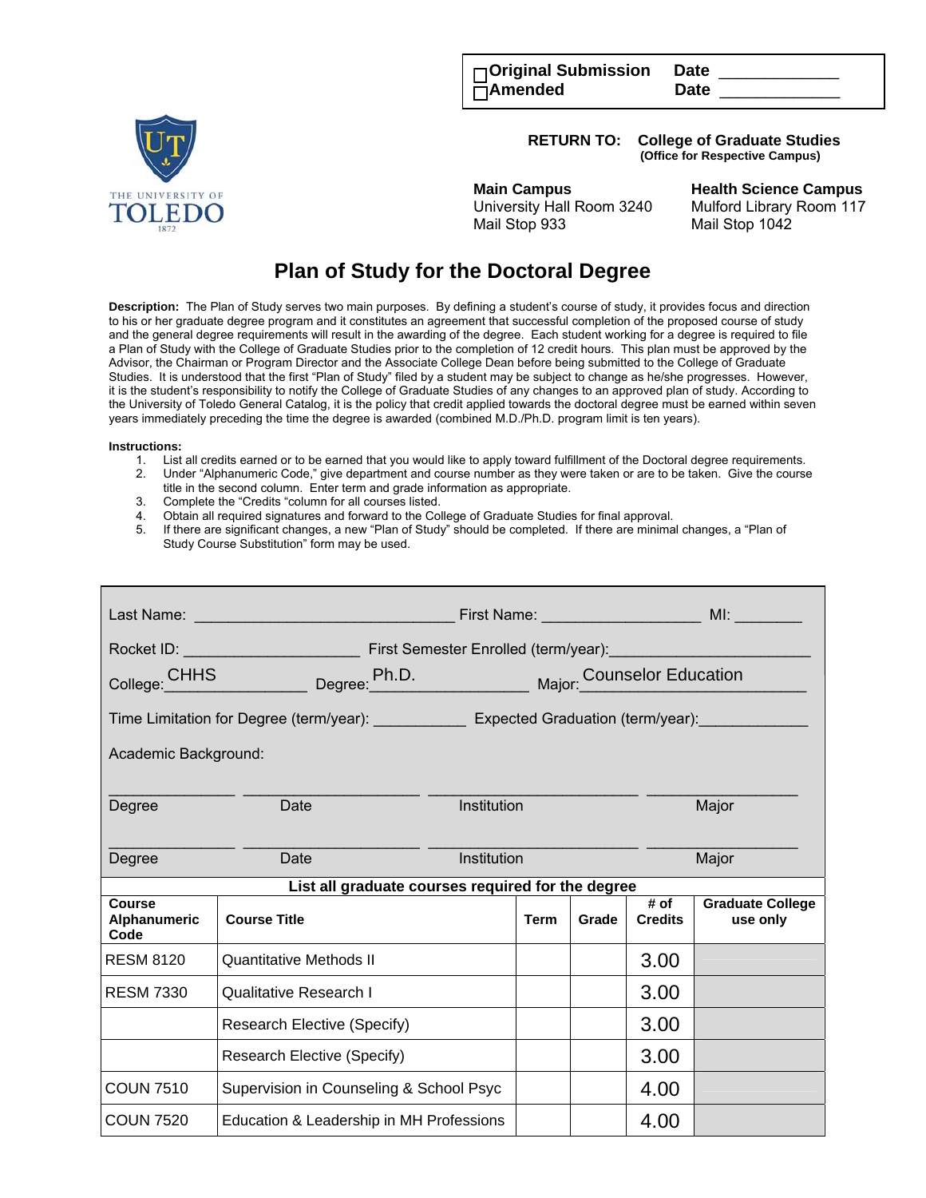☐ Original Submission  Date _____________
☐ Amended  Date _____________

THE UNIVERSITY OF TOLEDO 1872

**RETURN TO:** **College of Graduate Studies**
**(Office for Respective Campus)**

**Main Campus**
University Hall Room 3240
Mail Stop 933

**Health Science Campus**
Mulford Library Room 117
Mail Stop 1042

# Plan of Study for the Doctoral Degree

**Description:** The Plan of Study serves two main purposes. By defining a student's course of study, it provides focus and direction to his or her graduate degree program and it constitutes an agreement that successful completion of the proposed course of study and the general degree requirements will result in the awarding of the degree. Each student working for a degree is required to file a Plan of Study with the College of Graduate Studies prior to the completion of 12 credit hours. This plan must be approved by the Advisor, the Chairman or Program Director and the Associate College Dean before being submitted to the College of Graduate Studies. It is understood that the first "Plan of Study" filed by a student may be subject to change as he/she progresses. However, it is the student's responsibility to notify the College of Graduate Studies of any changes to an approved plan of study. According to the University of Toledo General Catalog, it is the policy that credit applied towards the doctoral degree must be earned within seven years immediately preceding the time the degree is awarded (combined M.D./Ph.D. program limit is ten years).

**Instructions:**

1. List all credits earned or to be earned that you would like to apply toward fulfillment of the Doctoral degree requirements.
2. Under "Alphanumeric Code," give department and course number as they were taken or are to be taken. Give the course title in the second column. Enter term and grade information as appropriate.
3. Complete the "Credits "column for all courses listed.
4. Obtain all required signatures and forward to the College of Graduate Studies for final approval.
5. If there are significant changes, a new "Plan of Study" should be completed. If there are minimal changes, a "Plan of Study Course Substitution" form may be used.

Last Name: ______________________________ First Name: __________________ MI: ________

Rocket ID: ____________________ First Semester Enrolled (term/year):______________________

College: CHHS Degree: Ph.D. Major: Counselor Education

Time Limitation for Degree (term/year): __________ Expected Graduation (term/year):____________

Academic Background:

| Degree | Date | Institution | Major |
|---|---|---|---|
| | | | |
| | | | |

**List all graduate courses required for the degree**

| Course Alphanumeric Code | Course Title | Term | Grade | # of Credits | Graduate College use only |
|---|---|---|---|---|---|
| RESM 8120 | Quantitative Methods II | | | 3.00 | |
| RESM 7330 | Qualitative Research I | | | 3.00 | |
| | Research Elective (Specify) | | | 3.00 | |
| | Research Elective (Specify) | | | 3.00 | |
| COUN 7510 | Supervision in Counseling & School Psyc | | | 4.00 | |
| COUN 7520 | Education & Leadership in MH Professions | | | 4.00 | |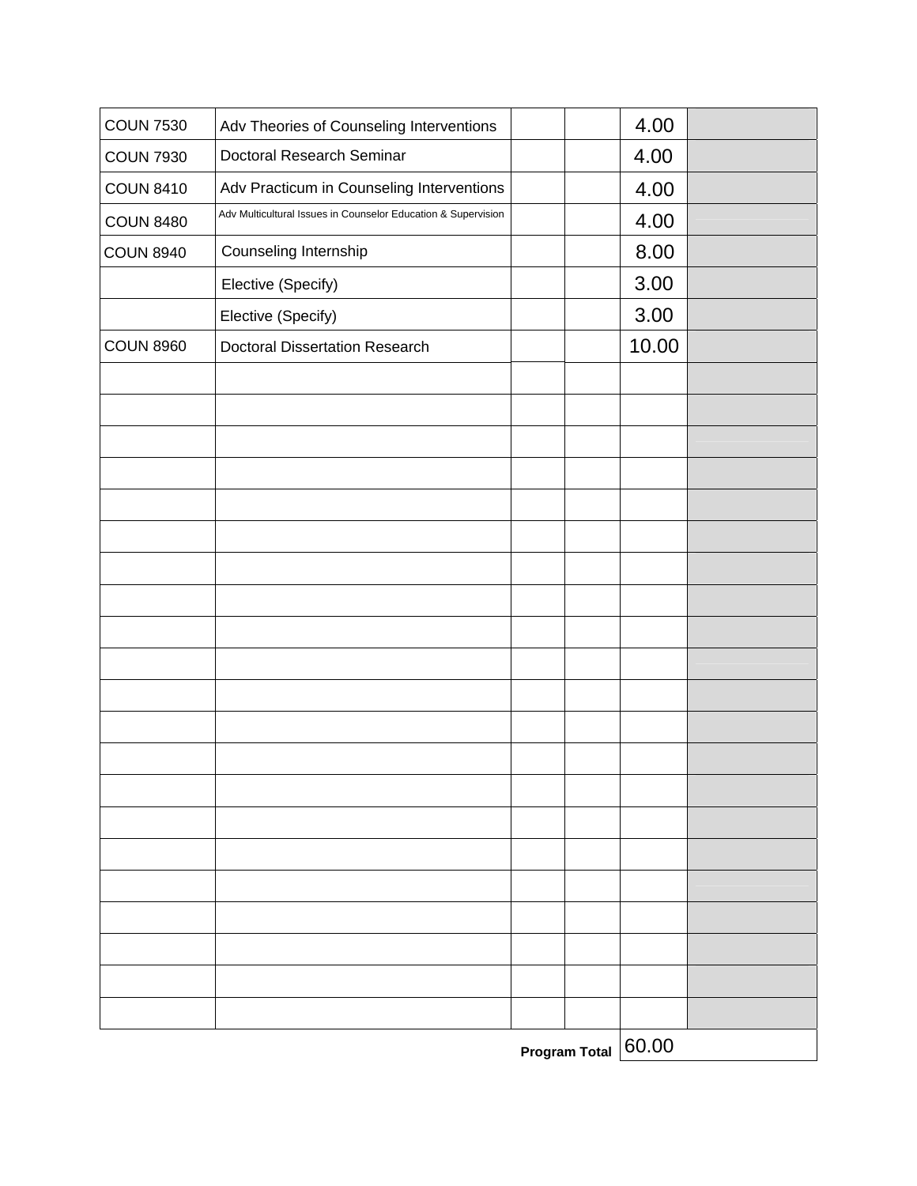| | | | | | |
|---|---|---|---|---|---|
| COUN 7530 | Adv Theories of Counseling Interventions | | | 4.00 | |
| COUN 7930 | Doctoral Research Seminar | | | 4.00 | |
| COUN 8410 | Adv Practicum in Counseling Interventions | | | 4.00 | |
| COUN 8480 | Adv Multicultural Issues in Counselor Education & Supervision | | | 4.00 | |
| COUN 8940 | Counseling Internship | | | 8.00 | |
| | Elective (Specify) | | | 3.00 | |
| | Elective (Specify) | | | 3.00 | |
| COUN 8960 | Doctoral Dissertation Research | | | 10.00 | |
| | | | | | |
| | | | | | |
| | | | | | |
| | | | | | |
| | | | | | |
| | | | | | |
| | | | | | |
| | | | | | |
| | | | | | |
| | | | | | |
| | | | | | |
| | | | | | |
| | | | | | |
| | | | | | |
| | | | | | |
| | | | | | |
| | | | | | |
| | | | | | |
| | | | | | |
| | | | | | |
| | | | | | |
| | | | **Program Total** | 60.00 | |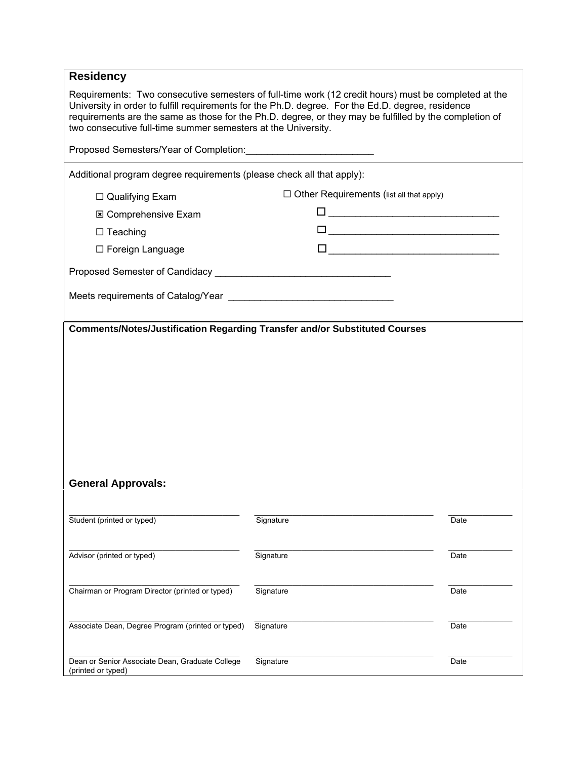## Residency

Requirements: Two consecutive semesters of full-time work (12 credit hours) must be completed at the University in order to fulfill requirements for the Ph.D. degree. For the Ed.D. degree, residence requirements are the same as those for the Ph.D. degree, or they may be fulfilled by the completion of two consecutive full-time summer semesters at the University.

Proposed Semesters/Year of Completion:________________________

Additional program degree requirements (please check all that apply):

- ☐ Qualifying Exam
- ☒ Comprehensive Exam
- ☐ Teaching
- ☐ Foreign Language

☐ Other Requirements (list all that apply)

- ☐ ________________________________
- ☐ ________________________________
- ☐ ________________________________

Proposed Semester of Candidacy ________________________________

Meets requirements of Catalog/Year ______________________________

**Comments/Notes/Justification Regarding Transfer and/or Substituted Courses**

## General Approvals:

| | | |
|---|---|---|
| Student (printed or typed) | Signature | Date |
| Advisor (printed or typed) | Signature | Date |
| Chairman or Program Director (printed or typed) | Signature | Date |
| Associate Dean, Degree Program (printed or typed) | Signature | Date |
| Dean or Senior Associate Dean, Graduate College (printed or typed) | Signature | Date |